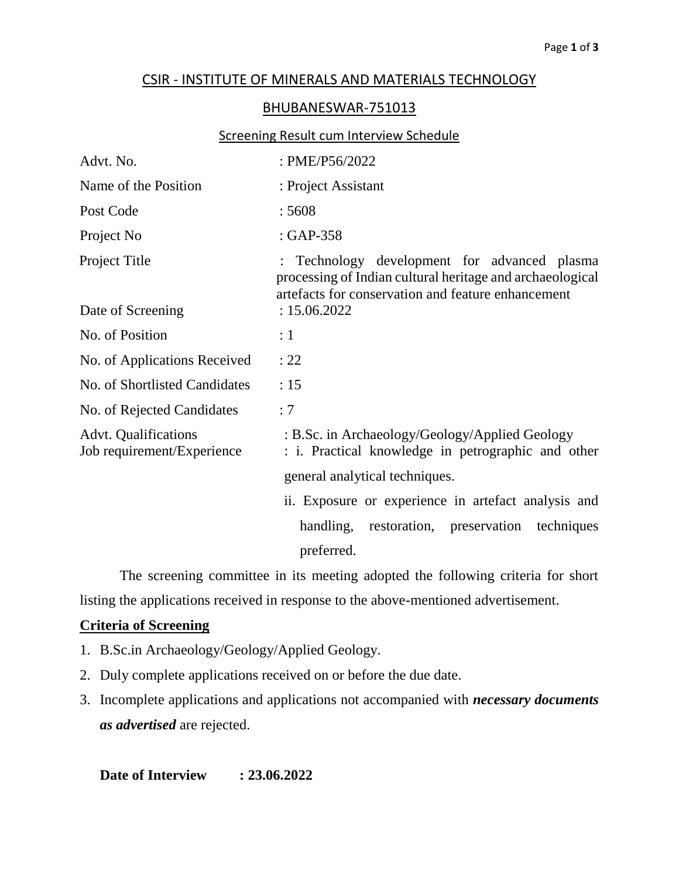## CSIR - INSTITUTE OF MINERALS AND MATERIALS TECHNOLOGY

## BHUBANESWAR-751013

### Screening Result cum Interview Schedule

| | |
|---|---|
| Advt. No. | : PME/P56/2022 |
| Name of the Position | : Project Assistant |
| Post Code | : 5608 |
| Project No | : GAP-358 |
| Project Title | : Technology development for advanced plasma processing of Indian cultural heritage and archaeological artefacts for conservation and feature enhancement |
| Date of Screening | : 15.06.2022 |
| No. of Position | : 1 |
| No. of Applications Received | : 22 |
| No. of Shortlisted Candidates | : 15 |
| No. of Rejected Candidates | : 7 |
| Advt. Qualifications | : B.Sc. in Archaeology/Geology/Applied Geology |
| Job requirement/Experience | : i. Practical knowledge in petrographic and other general analytical techniques.<br>ii. Exposure or experience in artefact analysis and handling, restoration, preservation techniques preferred. |

The screening committee in its meeting adopted the following criteria for short listing the applications received in response to the above-mentioned advertisement.

**Criteria of Screening**

1. B.Sc.in Archaeology/Geology/Applied Geology.
2. Duly complete applications received on or before the due date.
3. Incomplete applications and applications not accompanied with ***necessary documents as advertised*** are rejected.

**Date of Interview : 23.06.2022**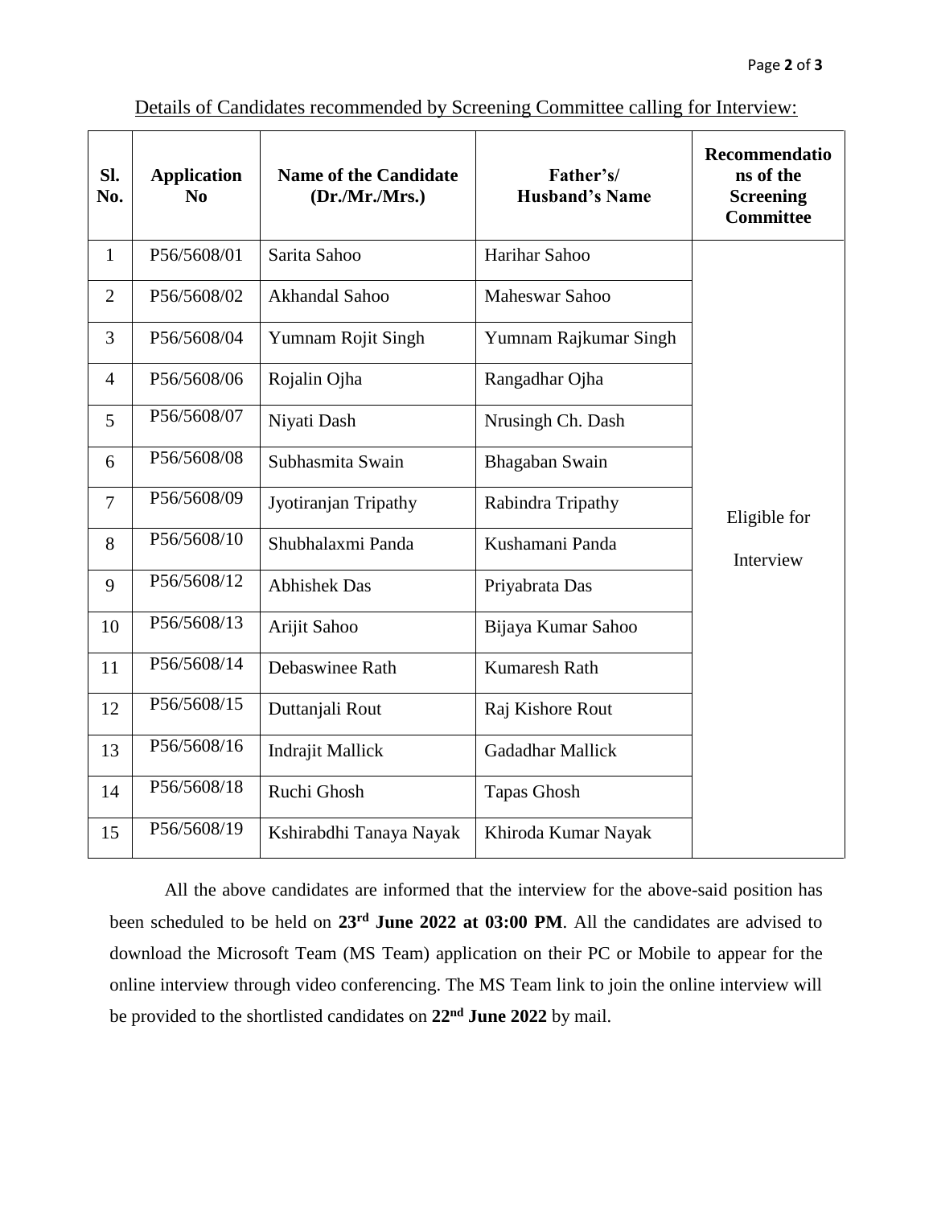Details of Candidates recommended by Screening Committee calling for Interview:

| Sl. No. | Application No | Name of the Candidate (Dr./Mr./Mrs.) | Father's/ Husband's Name | Recommendations of the Screening Committee |
|---|---|---|---|---|
| 1 | P56/5608/01 | Sarita Sahoo | Harihar Sahoo | Eligible for Interview |
| 2 | P56/5608/02 | Akhandal Sahoo | Maheswar Sahoo | |
| 3 | P56/5608/04 | Yumnam Rojit Singh | Yumnam Rajkumar Singh | |
| 4 | P56/5608/06 | Rojalin Ojha | Rangadhar Ojha | |
| 5 | P56/5608/07 | Niyati Dash | Nrusingh Ch. Dash | |
| 6 | P56/5608/08 | Subhasmita Swain | Bhagaban Swain | |
| 7 | P56/5608/09 | Jyotiranjan Tripathy | Rabindra Tripathy | |
| 8 | P56/5608/10 | Shubhalaxmi Panda | Kushamani Panda | |
| 9 | P56/5608/12 | Abhishek Das | Priyabrata Das | |
| 10 | P56/5608/13 | Arijit Sahoo | Bijaya Kumar Sahoo | |
| 11 | P56/5608/14 | Debaswinee Rath | Kumaresh Rath | |
| 12 | P56/5608/15 | Duttanjali Rout | Raj Kishore Rout | |
| 13 | P56/5608/16 | Indrajit Mallick | Gadadhar Mallick | |
| 14 | P56/5608/18 | Ruchi Ghosh | Tapas Ghosh | |
| 15 | P56/5608/19 | Kshirabdhi Tanaya Nayak | Khiroda Kumar Nayak | |

All the above candidates are informed that the interview for the above-said position has been scheduled to be held on **23rd June 2022 at 03:00 PM**. All the candidates are advised to download the Microsoft Team (MS Team) application on their PC or Mobile to appear for the online interview through video conferencing. The MS Team link to join the online interview will be provided to the shortlisted candidates on **22nd June 2022** by mail.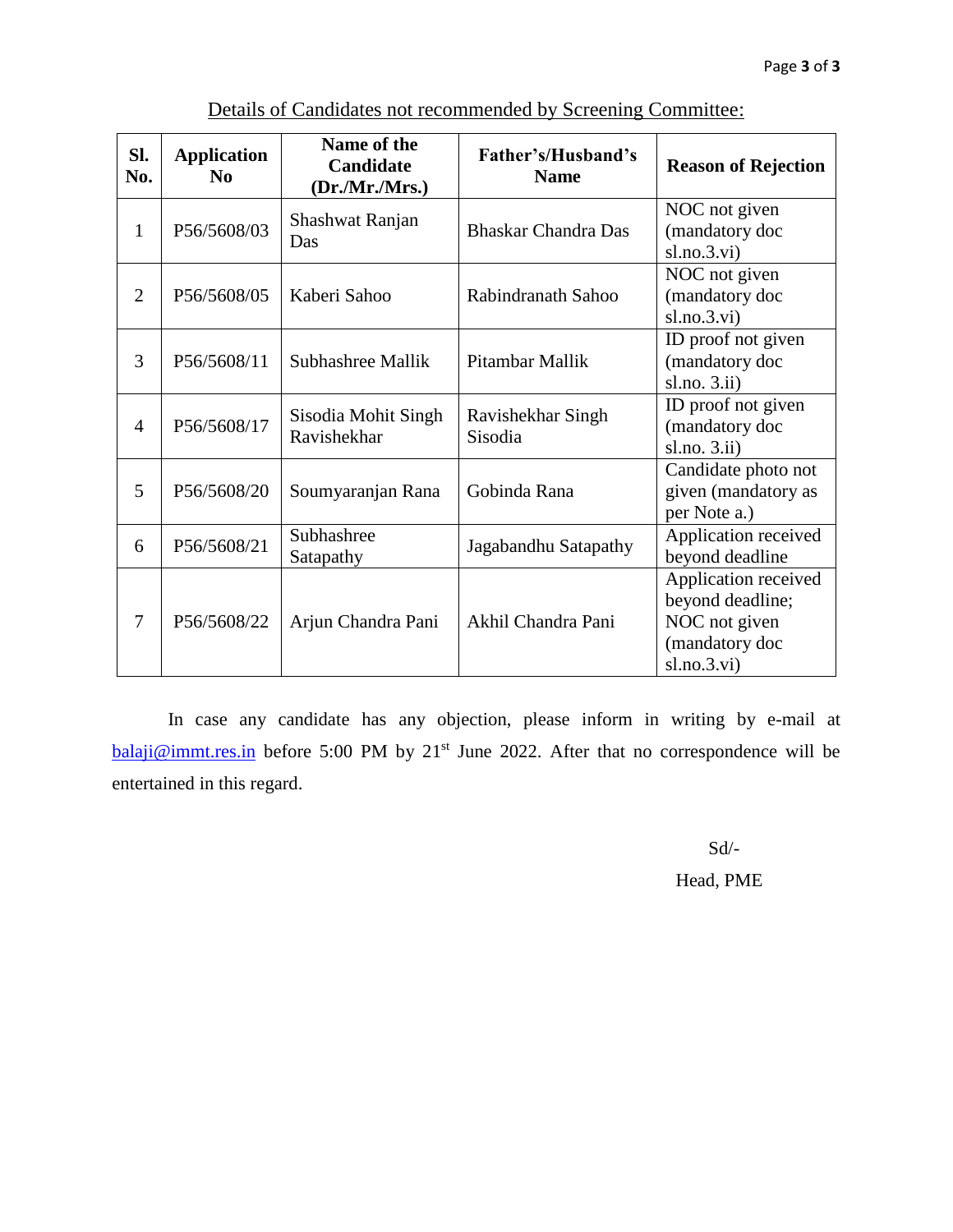Details of Candidates not recommended by Screening Committee:

| Sl. No. | Application No | Name of the Candidate (Dr./Mr./Mrs.) | Father's/Husband's Name | Reason of Rejection |
|---|---|---|---|---|
| 1 | P56/5608/03 | Shashwat Ranjan Das | Bhaskar Chandra Das | NOC not given (mandatory doc sl.no.3.vi) |
| 2 | P56/5608/05 | Kaberi Sahoo | Rabindranath Sahoo | NOC not given (mandatory doc sl.no.3.vi) |
| 3 | P56/5608/11 | Subhashree Mallik | Pitambar Mallik | ID proof not given (mandatory doc sl.no. 3.ii) |
| 4 | P56/5608/17 | Sisodia Mohit Singh Ravishekhar | Ravishekhar Singh Sisodia | ID proof not given (mandatory doc sl.no. 3.ii) |
| 5 | P56/5608/20 | Soumyaranjan Rana | Gobinda Rana | Candidate photo not given (mandatory as per Note a.) |
| 6 | P56/5608/21 | Subhashree Satapathy | Jagabandhu Satapathy | Application received beyond deadline |
| 7 | P56/5608/22 | Arjun Chandra Pani | Akhil Chandra Pani | Application received beyond deadline; NOC not given (mandatory doc sl.no.3.vi) |

In case any candidate has any objection, please inform in writing by e-mail at balaji@immt.res.in before 5:00 PM by 21st June 2022. After that no correspondence will be entertained in this regard.

Sd/-

Head, PME